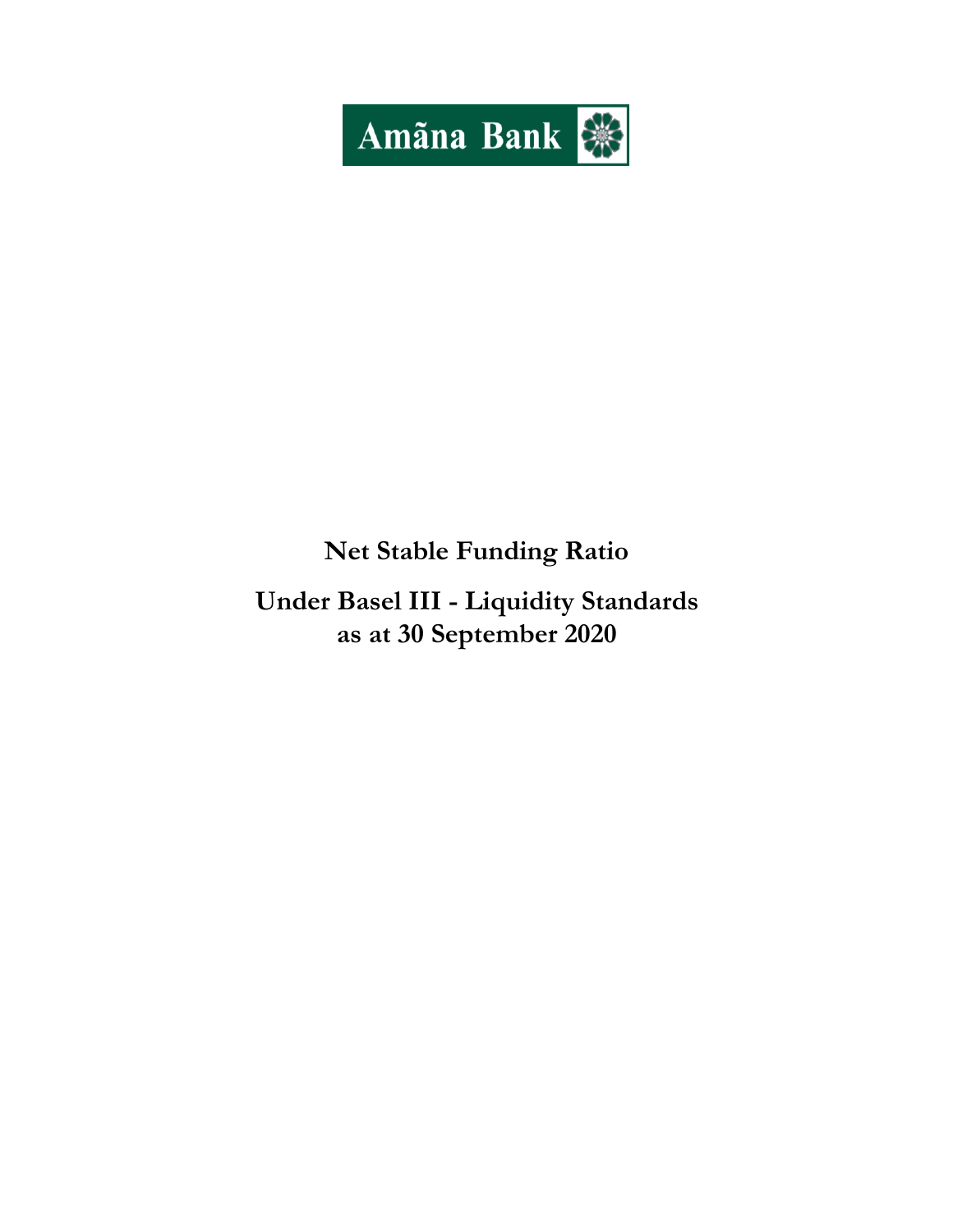Amãna Bank

# Net Stable Funding Ratio

## Under Basel III - Liquidity Standards as at 30 September 2020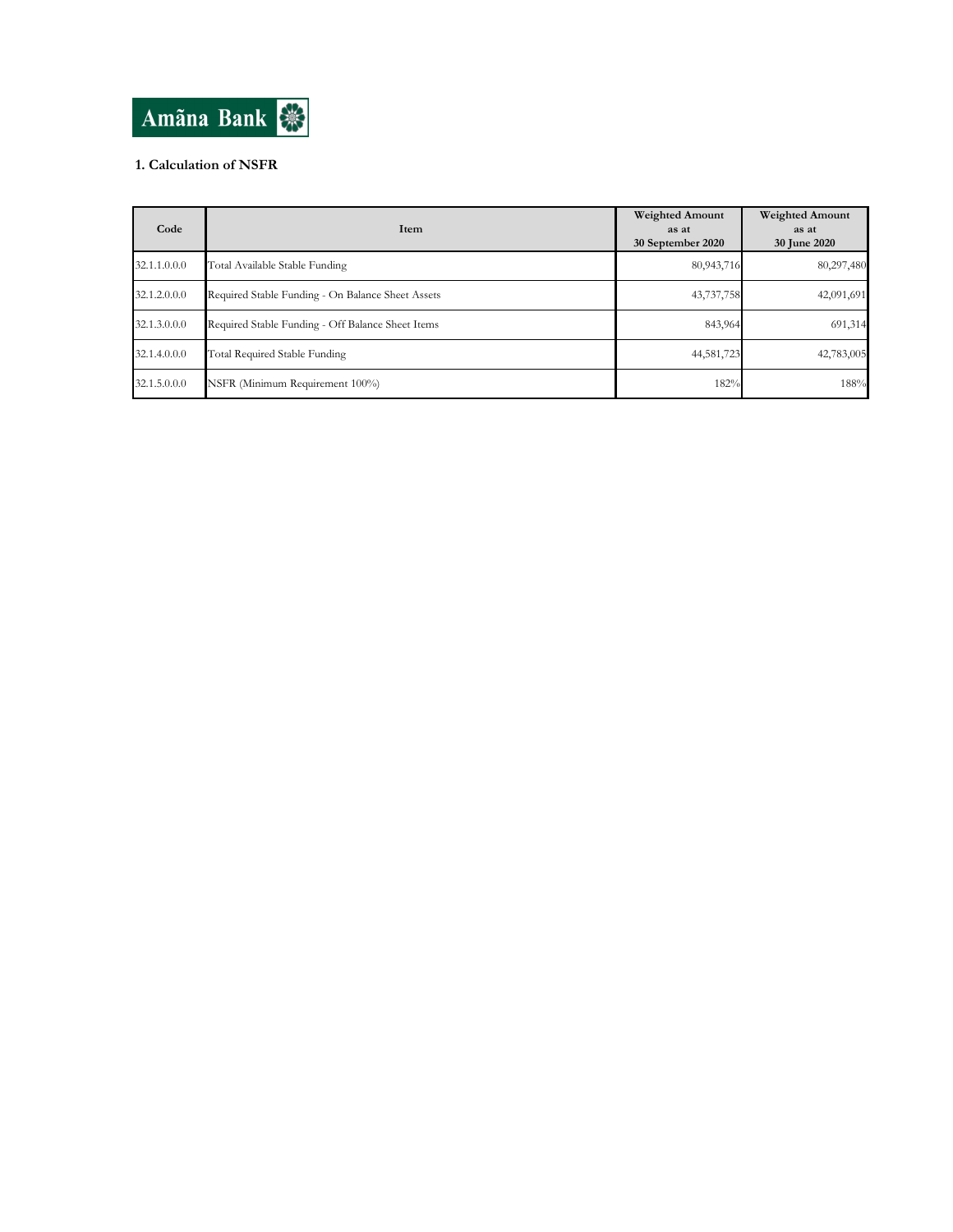Amãna Bank

### 1. Calculation of NSFR

| Code | Item | Weighted Amount as at 30 September 2020 | Weighted Amount as at 30 June 2020 |
|---|---|---|---|
| 32.1.1.0.0.0 | Total Available Stable Funding | 80,943,716 | 80,297,480 |
| 32.1.2.0.0.0 | Required Stable Funding - On Balance Sheet Assets | 43,737,758 | 42,091,691 |
| 32.1.3.0.0.0 | Required Stable Funding - Off Balance Sheet Items | 843,964 | 691,314 |
| 32.1.4.0.0.0 | Total Required Stable Funding | 44,581,723 | 42,783,005 |
| 32.1.5.0.0.0 | NSFR (Minimum Requirement 100%) | 182% | 188% |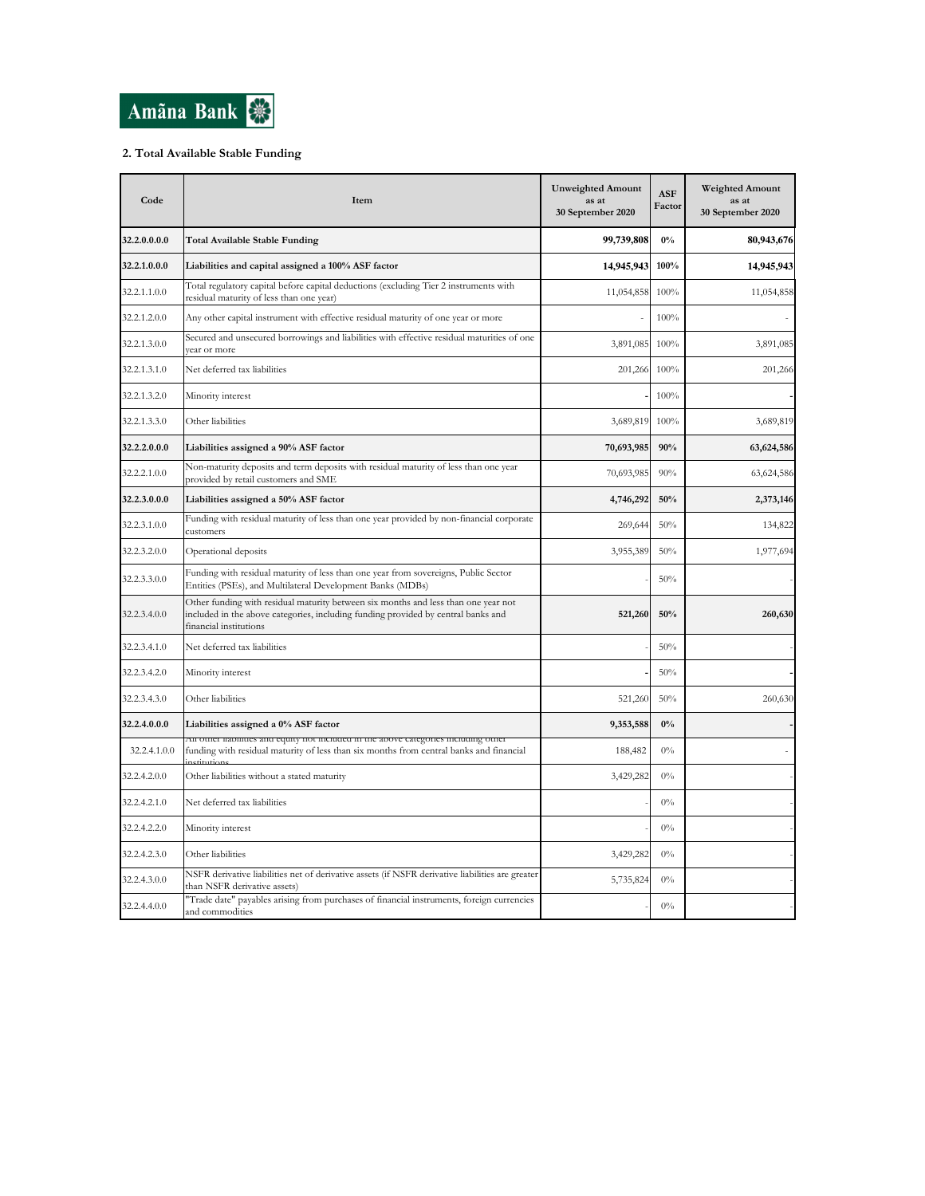Amãna Bank

## 2. Total Available Stable Funding

| Code | Item | Unweighted Amount as at 30 September 2020 | ASF Factor | Weighted Amount as at 30 September 2020 |
|---|---|---|---|---|
| **32.2.0.0.0.0** | **Total Available Stable Funding** | **99,739,808** | **0%** | **80,943,676** |
| **32.2.1.0.0.0** | **Liabilities and capital assigned a 100% ASF factor** | **14,945,943** | **100%** | **14,945,943** |
| 32.2.1.1.0.0 | Total regulatory capital before capital deductions (excluding Tier 2 instruments with residual maturity of less than one year) | 11,054,858 | 100% | 11,054,858 |
| 32.2.1.2.0.0 | Any other capital instrument with effective residual maturity of one year or more | - | 100% | - |
| 32.2.1.3.0.0 | Secured and unsecured borrowings and liabilities with effective residual maturities of one year or more | 3,891,085 | 100% | 3,891,085 |
| 32.2.1.3.1.0 | Net deferred tax liabilities | 201,266 | 100% | 201,266 |
| 32.2.1.3.2.0 | Minority interest | - | 100% | - |
| 32.2.1.3.3.0 | Other liabilities | 3,689,819 | 100% | 3,689,819 |
| **32.2.2.0.0.0** | **Liabilities assigned a 90% ASF factor** | **70,693,985** | **90%** | **63,624,586** |
| 32.2.2.1.0.0 | Non-maturity deposits and term deposits with residual maturity of less than one year provided by retail customers and SME | 70,693,985 | 90% | 63,624,586 |
| **32.2.3.0.0.0** | **Liabilities assigned a 50% ASF factor** | **4,746,292** | **50%** | **2,373,146** |
| 32.2.3.1.0.0 | Funding with residual maturity of less than one year provided by non-financial corporate customers | 269,644 | 50% | 134,822 |
| 32.2.3.2.0.0 | Operational deposits | 3,955,389 | 50% | 1,977,694 |
| 32.2.3.3.0.0 | Funding with residual maturity of less than one year from sovereigns, Public Sector Entities (PSEs), and Multilateral Development Banks (MDBs) | - | 50% | - |
| 32.2.3.4.0.0 | Other funding with residual maturity between six months and less than one year not included in the above categories, including funding provided by central banks and financial institutions | **521,260** | 50% | **260,630** |
| 32.2.3.4.1.0 | Net deferred tax liabilities | - | 50% | - |
| 32.2.3.4.2.0 | Minority interest | - | 50% | - |
| 32.2.3.4.3.0 | Other liabilities | 521,260 | 50% | 260,630 |
| **32.2.4.0.0.0** | **Liabilities assigned a 0% ASF factor** | **9,353,588** | **0%** | **-** |
| 32.2.4.1.0.0 | All other liabilities and equity not included in the above categories including other funding with residual maturity of less than six months from central banks and financial institutions | 188,482 | 0% | - |
| 32.2.4.2.0.0 | Other liabilities without a stated maturity | 3,429,282 | 0% | - |
| 32.2.4.2.1.0 | Net deferred tax liabilities | - | 0% | - |
| 32.2.4.2.2.0 | Minority interest | - | 0% | - |
| 32.2.4.2.3.0 | Other liabilities | 3,429,282 | 0% | - |
| 32.2.4.3.0.0 | NSFR derivative liabilities net of derivative assets (if NSFR derivative liabilities are greater than NSFR derivative assets) | 5,735,824 | 0% | - |
| 32.2.4.4.0.0 | "Trade date" payables arising from purchases of financial instruments, foreign currencies and commodities | - | 0% | - |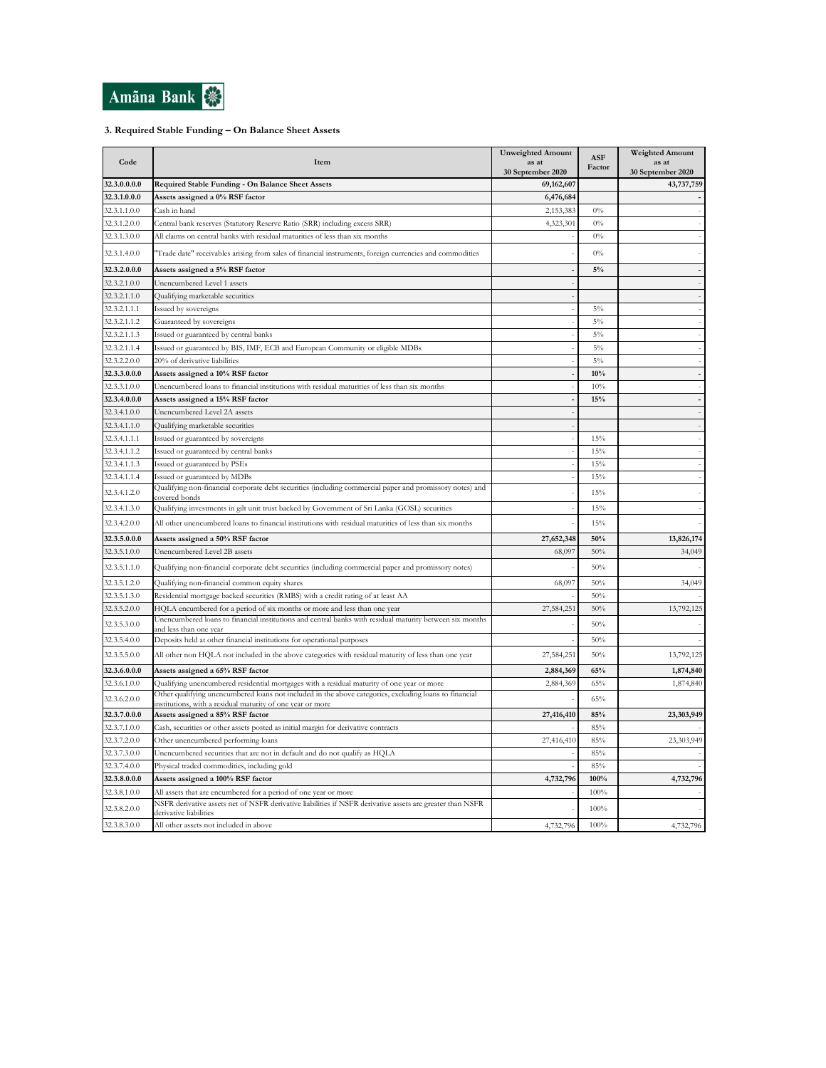Amãna Bank

### 3. Required Stable Funding – On Balance Sheet Assets

| Code | Item | Unweighted Amount as at 30 September 2020 | ASF Factor | Weighted Amount as at 30 September 2020 |
|---|---|---|---|---|
| **32.3.0.0.0** | **Required Stable Funding - On Balance Sheet Assets** | **69,162,607** | | **43,737,759** |
| **32.3.1.0.0** | **Assets assigned a 0% RSF factor** | **6,476,684** | | **-** |
| 32.3.1.1.0 | Cash in hand | 2,153,383 | 0% | - |
| 32.3.1.2.0 | Central bank reserves (Statutory Reserve Ratio (SRR) including excess SRR) | 4,323,301 | 0% | - |
| 32.3.1.3.0 | All claims on central banks with residual maturities of less than six months | - | 0% | - |
| 32.3.1.4.0 | "Trade date" receivables arising from sales of financial instruments, foreign currencies and commodities | - | 0% | - |
| **32.3.2.0.0** | **Assets assigned a 5% RSF factor** | **-** | **5%** | **-** |
| 32.3.2.1.0 | Unencumbered Level 1 assets | - | | - |
| 32.3.2.1.1.0 | Qualifying marketable securities | - | | - |
| 32.3.2.1.1.1 | Issued by sovereigns | - | 5% | - |
| 32.3.2.1.1.2 | Guaranteed by sovereigns | - | 5% | - |
| 32.3.2.1.1.3 | Issued or guaranteed by central banks | - | 5% | - |
| 32.3.2.1.1.4 | Issued or guaranteed by BIS, IMF, ECB and European Community or eligible MDBs | - | 5% | - |
| 32.3.2.2.0.0 | 20% of derivative liabilities | - | 5% | - |
| **32.3.3.0.0.0** | **Assets assigned a 10% RSF factor** | **-** | **10%** | **-** |
| 32.3.3.1.0.0 | Unencumbered loans to financial institutions with residual maturities of less than six months | - | 10% | - |
| **32.3.4.0.0.0** | **Assets assigned a 15% RSF factor** | **-** | **15%** | **-** |
| 32.3.4.1.0.0 | Unencumbered Level 2A assets | - | | - |
| 32.3.4.1.1.0 | Qualifying marketable securities | - | | - |
| 32.3.4.1.1.1 | Issued or guaranteed by sovereigns | - | 15% | - |
| 32.3.4.1.1.2 | Issued or guaranteed by central banks | - | 15% | - |
| 32.3.4.1.1.3 | Issued or guaranteed by PSEs | - | 15% | - |
| 32.3.4.1.1.4 | Issued or guaranteed by MDBs | - | 15% | - |
| 32.3.4.1.2.0 | Qualifying non-financial corporate debt securities (including commercial paper and promissory notes) and covered bonds | - | 15% | - |
| 32.3.4.1.3.0 | Qualifying investments in gilt unit trust backed by Government of Sri Lanka (GOSL) securities | - | 15% | - |
| 32.3.4.2.0.0 | All other unencumbered loans to financial institutions with residual maturities of less than six months | - | 15% | - |
| **32.3.5.0.0.0** | **Assets assigned a 50% RSF factor** | **27,652,348** | **50%** | **13,826,174** |
| 32.3.5.1.0.0 | Unencumbered Level 2B assets | 68,097 | 50% | 34,049 |
| 32.3.5.1.1.0 | Qualifying non-financial corporate debt securities (including commercial paper and promissory notes) | - | 50% | - |
| 32.3.5.1.2.0 | Qualifying non-financial common equity shares | 68,097 | 50% | 34,049 |
| 32.3.5.1.3.0 | Residential mortgage backed securities (RMBS) with a credit rating of at least AA | - | 50% | - |
| 32.3.5.2.0.0 | HQLA encumbered for a period of six months or more and less than one year | 27,584,251 | 50% | 13,792,125 |
| 32.3.5.3.0.0 | Unencumbered loans to financial institutions and central banks with residual maturity between six months and less than one year | - | 50% | - |
| 32.3.5.4.0.0 | Deposits held at other financial institutions for operational purposes | - | 50% | - |
| 32.3.5.5.0.0 | All other non HQLA not included in the above categories with residual maturity of less than one year | 27,584,251 | 50% | 13,792,125 |
| **32.3.6.0.0.0** | **Assets assigned a 65% RSF factor** | **2,884,369** | **65%** | **1,874,840** |
| 32.3.6.1.0.0 | Qualifying unencumbered residential mortgages with a residual maturity of one year or more | 2,884,369 | 65% | 1,874,840 |
| 32.3.6.2.0.0 | Other qualifying unencumbered loans not included in the above categories, excluding loans to financial institutions, with a residual maturity of one year or more | - | 65% | |
| **32.3.7.0.0.0** | **Assets assigned a 85% RSF factor** | **27,416,410** | **85%** | **23,303,949** |
| 32.3.7.1.0.0 | Cash, securities or other assets posted as initial margin for derivative contracts | - | 85% | - |
| 32.3.7.2.0.0 | Other unencumbered performing loans | 27,416,410 | 85% | 23,303,949 |
| 32.3.7.3.0.0 | Unencumbered securities that are not in default and do not qualify as HQLA | - | 85% | - |
| 32.3.7.4.0.0 | Physical traded commodities, including gold | - | 85% | - |
| **32.3.8.0.0.0** | **Assets assigned a 100% RSF factor** | **4,732,796** | **100%** | **4,732,796** |
| 32.3.8.1.0.0 | All assets that are encumbered for a period of one year or more | - | 100% | - |
| 32.3.8.2.0.0 | NSFR derivative assets net of NSFR derivative liabilities if NSFR derivative assets are greater than NSFR derivative liabilities | - | 100% | - |
| 32.3.8.3.0.0 | All other assets not included in above | 4,732,796 | 100% | 4,732,796 |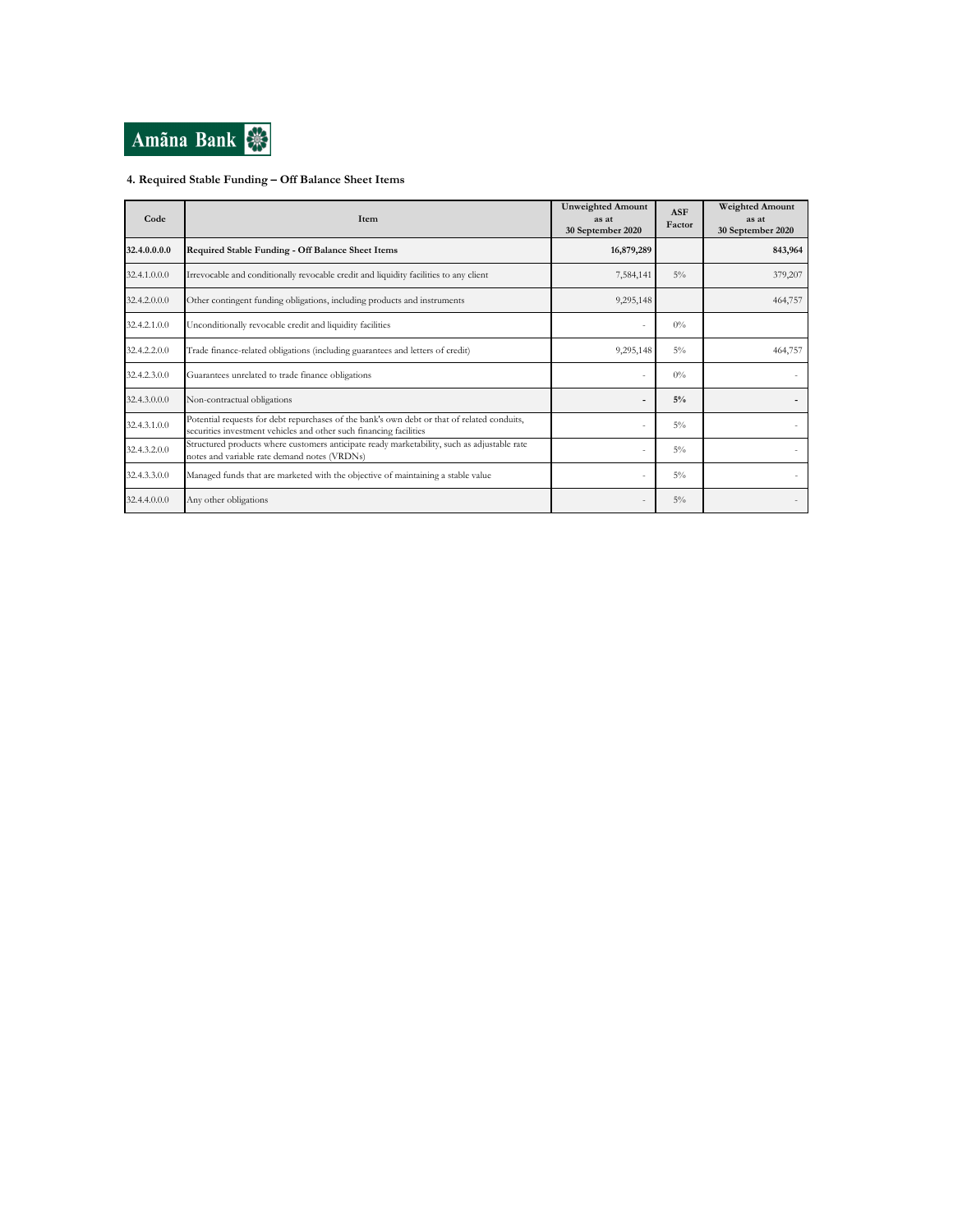Amãna Bank

### 4. Required Stable Funding – Off Balance Sheet Items

| Code | Item | Unweighted Amount as at 30 September 2020 | ASF Factor | Weighted Amount as at 30 September 2020 |
|---|---|---|---|---|
| **32.4.0.0.0.0** | **Required Stable Funding - Off Balance Sheet Items** | **16,879,289** | | **843,964** |
| 32.4.1.0.0.0 | Irrevocable and conditionally revocable credit and liquidity facilities to any client | 7,584,141 | 5% | 379,207 |
| 32.4.2.0.0.0 | Other contingent funding obligations, including products and instruments | 9,295,148 | | 464,757 |
| 32.4.2.1.0.0 | Unconditionally revocable credit and liquidity facilities | - | 0% | |
| 32.4.2.2.0.0 | Trade finance-related obligations (including guarantees and letters of credit) | 9,295,148 | 5% | 464,757 |
| 32.4.2.3.0.0 | Guarantees unrelated to trade finance obligations | - | 0% | - |
| 32.4.3.0.0.0 | Non-contractual obligations | **-** | **5%** | **-** |
| 32.4.3.1.0.0 | Potential requests for debt repurchases of the bank's own debt or that of related conduits, securities investment vehicles and other such financing facilities | - | 5% | - |
| 32.4.3.2.0.0 | Structured products where customers anticipate ready marketability, such as adjustable rate notes and variable rate demand notes (VRDNs) | - | 5% | - |
| 32.4.3.3.0.0 | Managed funds that are marketed with the objective of maintaining a stable value | - | 5% | - |
| 32.4.4.0.0.0 | Any other obligations | - | 5% | - |